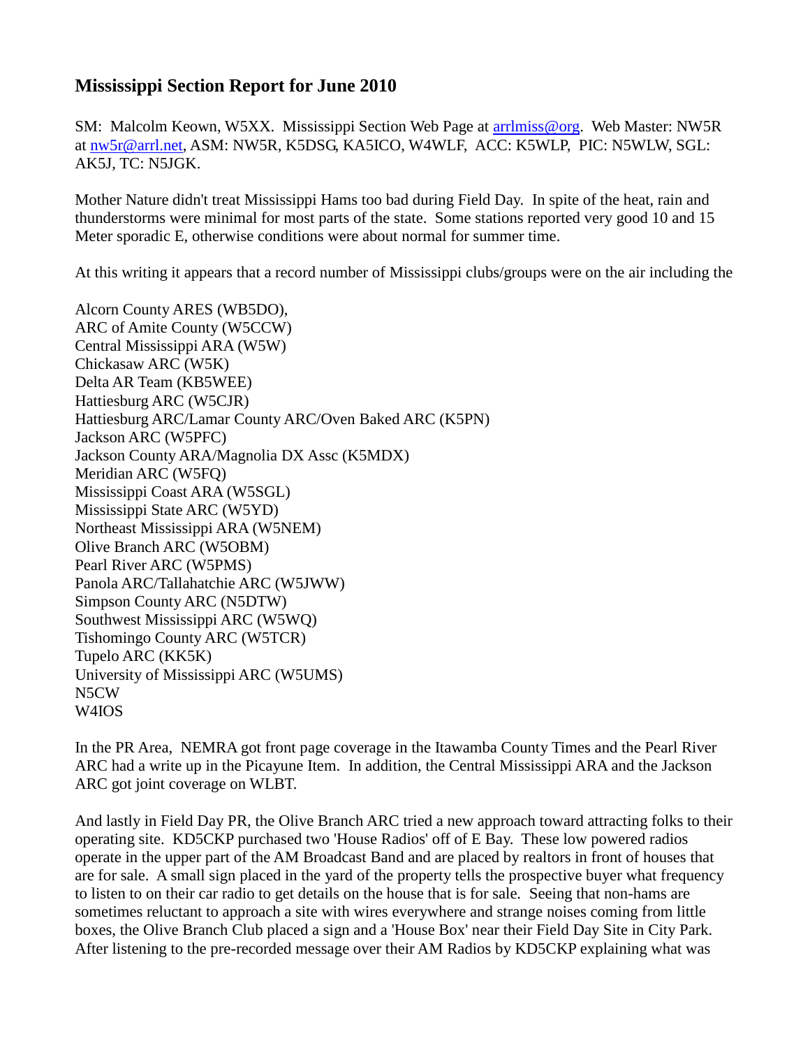# Mississippi Section Report for June 2010

SM: Malcolm Keown, W5XX. Mississippi Section Web Page at arrlmiss@org. Web Master: NW5R at nw5r@arrl.net, ASM: NW5R, K5DSG, KA5ICO, W4WLF, ACC: K5WLP, PIC: N5WLW, SGL: AK5J, TC: N5JGK.

Mother Nature didn't treat Mississippi Hams too bad during Field Day. In spite of the heat, rain and thunderstorms were minimal for most parts of the state. Some stations reported very good 10 and 15 Meter sporadic E, otherwise conditions were about normal for summer time.

At this writing it appears that a record number of Mississippi clubs/groups were on the air including the

Alcorn County ARES (WB5DO),
ARC of Amite County (W5CCW)
Central Mississippi ARA (W5W)
Chickasaw ARC (W5K)
Delta AR Team (KB5WEE)
Hattiesburg ARC (W5CJR)
Hattiesburg ARC/Lamar County ARC/Oven Baked ARC (K5PN)
Jackson ARC (W5PFC)
Jackson County ARA/Magnolia DX Assc (K5MDX)
Meridian ARC (W5FQ)
Mississippi Coast ARA (W5SGL)
Mississippi State ARC (W5YD)
Northeast Mississippi ARA (W5NEM)
Olive Branch ARC (W5OBM)
Pearl River ARC (W5PMS)
Panola ARC/Tallahatchie ARC (W5JWW)
Simpson County ARC (N5DTW)
Southwest Mississippi ARC (W5WQ)
Tishomingo County ARC (W5TCR)
Tupelo ARC (KK5K)
University of Mississippi ARC (W5UMS)
N5CW
W4IOS

In the PR Area, NEMRA got front page coverage in the Itawamba County Times and the Pearl River ARC had a write up in the Picayune Item. In addition, the Central Mississippi ARA and the Jackson ARC got joint coverage on WLBT.

And lastly in Field Day PR, the Olive Branch ARC tried a new approach toward attracting folks to their operating site. KD5CKP purchased two 'House Radios' off of E Bay. These low powered radios operate in the upper part of the AM Broadcast Band and are placed by realtors in front of houses that are for sale. A small sign placed in the yard of the property tells the prospective buyer what frequency to listen to on their car radio to get details on the house that is for sale. Seeing that non-hams are sometimes reluctant to approach a site with wires everywhere and strange noises coming from little boxes, the Olive Branch Club placed a sign and a 'House Box' near their Field Day Site in City Park. After listening to the pre-recorded message over their AM Radios by KD5CKP explaining what was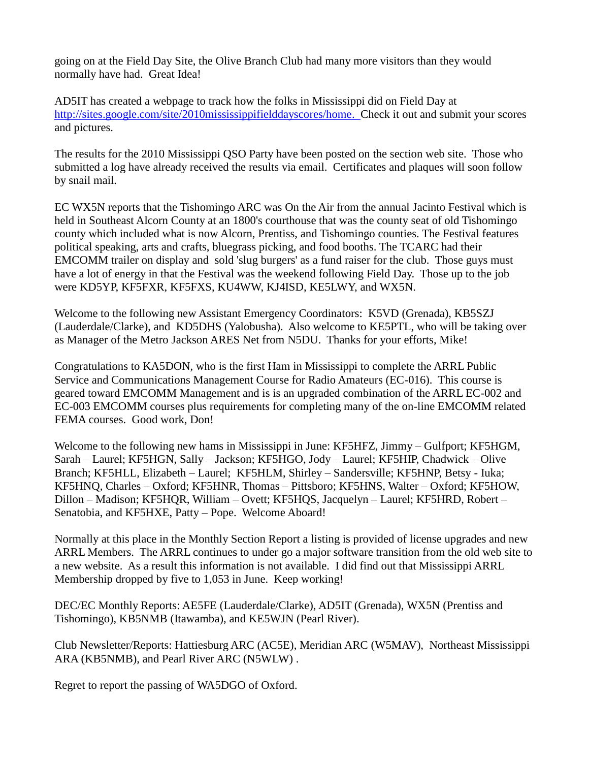going on at the Field Day Site, the Olive Branch Club had many more visitors than they would normally have had. Great Idea!

AD5IT has created a webpage to track how the folks in Mississippi did on Field Day at http://sites.google.com/site/2010mississippifielddayscores/home. Check it out and submit your scores and pictures.

The results for the 2010 Mississippi QSO Party have been posted on the section web site. Those who submitted a log have already received the results via email. Certificates and plaques will soon follow by snail mail.

EC WX5N reports that the Tishomingo ARC was On the Air from the annual Jacinto Festival which is held in Southeast Alcorn County at an 1800's courthouse that was the county seat of old Tishomingo county which included what is now Alcorn, Prentiss, and Tishomingo counties. The Festival features political speaking, arts and crafts, bluegrass picking, and food booths. The TCARC had their EMCOMM trailer on display and sold 'slug burgers' as a fund raiser for the club. Those guys must have a lot of energy in that the Festival was the weekend following Field Day. Those up to the job were KD5YP, KF5FXR, KF5FXS, KU4WW, KJ4ISD, KE5LWY, and WX5N.

Welcome to the following new Assistant Emergency Coordinators: K5VD (Grenada), KB5SZJ (Lauderdale/Clarke), and KD5DHS (Yalobusha). Also welcome to KE5PTL, who will be taking over as Manager of the Metro Jackson ARES Net from N5DU. Thanks for your efforts, Mike!

Congratulations to KA5DON, who is the first Ham in Mississippi to complete the ARRL Public Service and Communications Management Course for Radio Amateurs (EC-016). This course is geared toward EMCOMM Management and is is an upgraded combination of the ARRL EC-002 and EC-003 EMCOMM courses plus requirements for completing many of the on-line EMCOMM related FEMA courses. Good work, Don!

Welcome to the following new hams in Mississippi in June: KF5HFZ, Jimmy – Gulfport; KF5HGM, Sarah – Laurel; KF5HGN, Sally – Jackson; KF5HGO, Jody – Laurel; KF5HIP, Chadwick – Olive Branch; KF5HLL, Elizabeth – Laurel; KF5HLM, Shirley – Sandersville; KF5HNP, Betsy - Iuka; KF5HNQ, Charles – Oxford; KF5HNR, Thomas – Pittsboro; KF5HNS, Walter – Oxford; KF5HOW, Dillon – Madison; KF5HQR, William – Ovett; KF5HQS, Jacquelyn – Laurel; KF5HRD, Robert – Senatobia, and KF5HXE, Patty – Pope. Welcome Aboard!

Normally at this place in the Monthly Section Report a listing is provided of license upgrades and new ARRL Members. The ARRL continues to under go a major software transition from the old web site to a new website. As a result this information is not available. I did find out that Mississippi ARRL Membership dropped by five to 1,053 in June. Keep working!

DEC/EC Monthly Reports: AE5FE (Lauderdale/Clarke), AD5IT (Grenada), WX5N (Prentiss and Tishomingo), KB5NMB (Itawamba), and KE5WJN (Pearl River).

Club Newsletter/Reports: Hattiesburg ARC (AC5E), Meridian ARC (W5MAV), Northeast Mississippi ARA (KB5NMB), and Pearl River ARC (N5WLW) .

Regret to report the passing of WA5DGO of Oxford.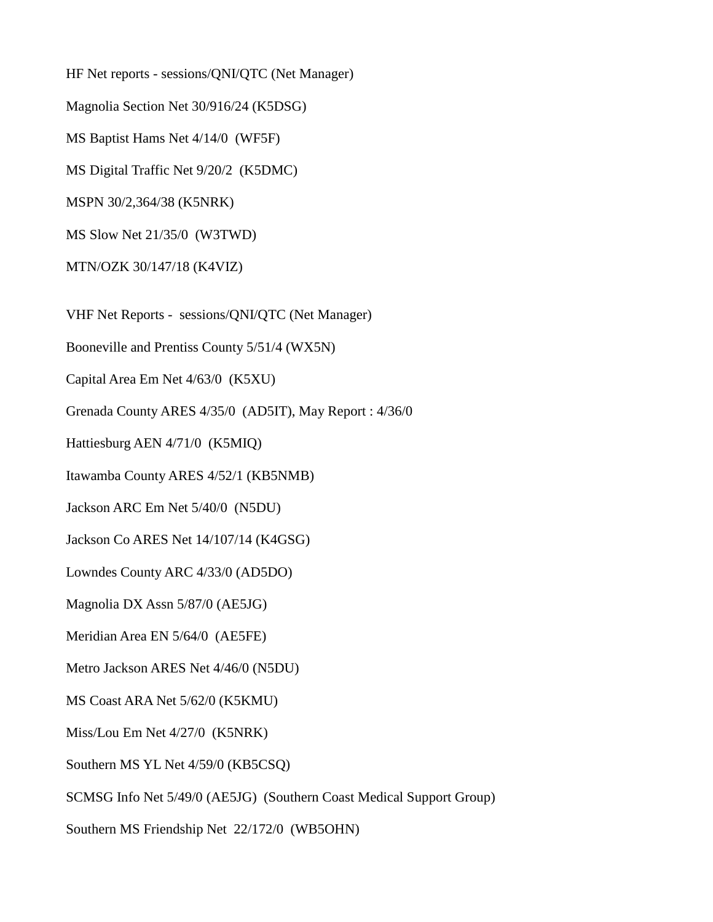HF Net reports - sessions/QNI/QTC (Net Manager)

Magnolia Section Net 30/916/24 (K5DSG)

MS Baptist Hams Net 4/14/0 (WF5F)

MS Digital Traffic Net 9/20/2 (K5DMC)

MSPN 30/2,364/38 (K5NRK)

MS Slow Net 21/35/0 (W3TWD)

MTN/OZK 30/147/18 (K4VIZ)

VHF Net Reports - sessions/QNI/QTC (Net Manager)

Booneville and Prentiss County 5/51/4 (WX5N)

Capital Area Em Net 4/63/0 (K5XU)

Grenada County ARES 4/35/0 (AD5IT), May Report : 4/36/0

Hattiesburg AEN 4/71/0 (K5MIQ)

Itawamba County ARES 4/52/1 (KB5NMB)

Jackson ARC Em Net 5/40/0 (N5DU)

Jackson Co ARES Net 14/107/14 (K4GSG)

Lowndes County ARC 4/33/0 (AD5DO)

Magnolia DX Assn 5/87/0 (AE5JG)

Meridian Area EN 5/64/0 (AE5FE)

Metro Jackson ARES Net 4/46/0 (N5DU)

MS Coast ARA Net 5/62/0 (K5KMU)

Miss/Lou Em Net 4/27/0 (K5NRK)

Southern MS YL Net 4/59/0 (KB5CSQ)

SCMSG Info Net 5/49/0 (AE5JG) (Southern Coast Medical Support Group)

Southern MS Friendship Net 22/172/0 (WB5OHN)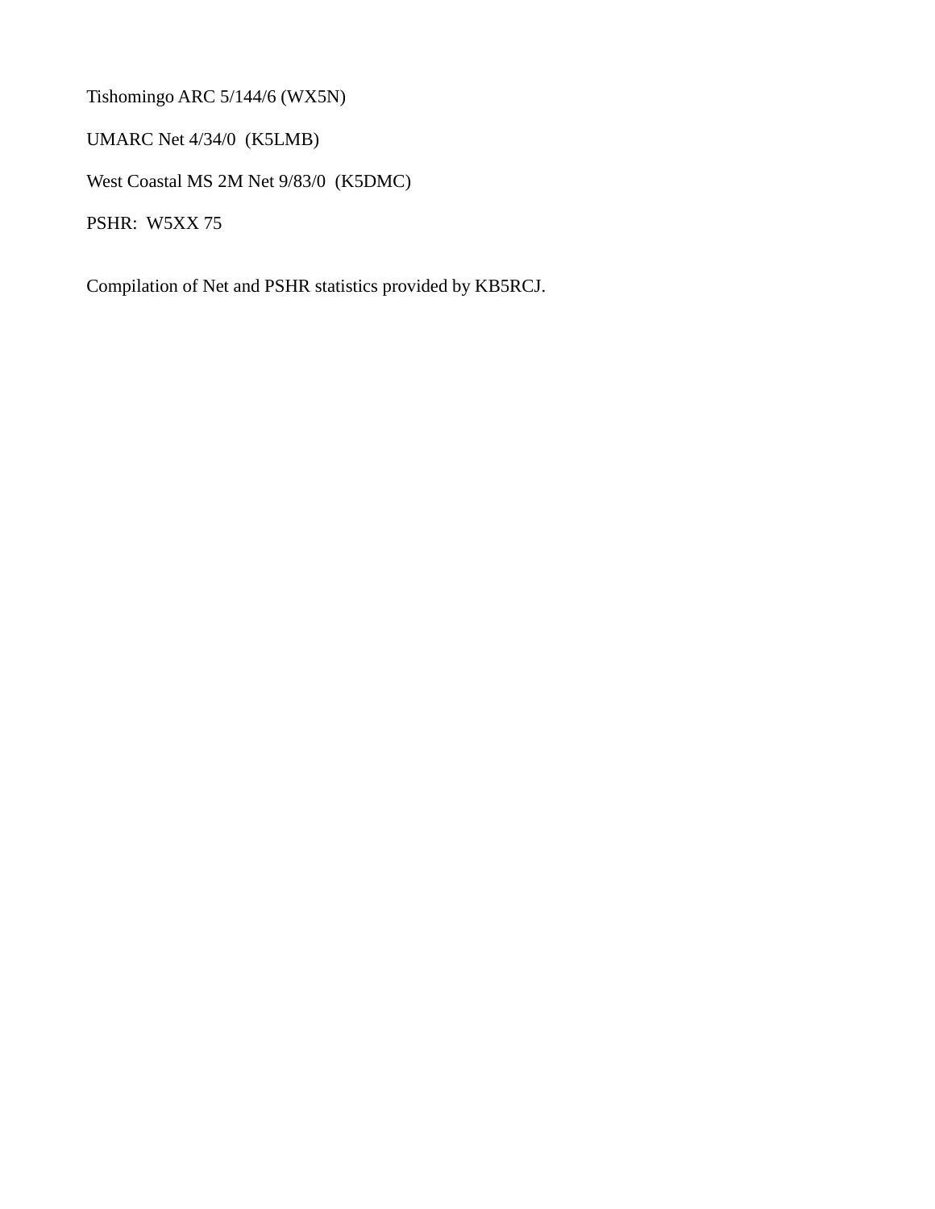Tishomingo ARC 5/144/6 (WX5N)

UMARC Net 4/34/0  (K5LMB)

West Coastal MS 2M Net 9/83/0  (K5DMC)

PSHR:  W5XX 75

Compilation of Net and PSHR statistics provided by KB5RCJ.